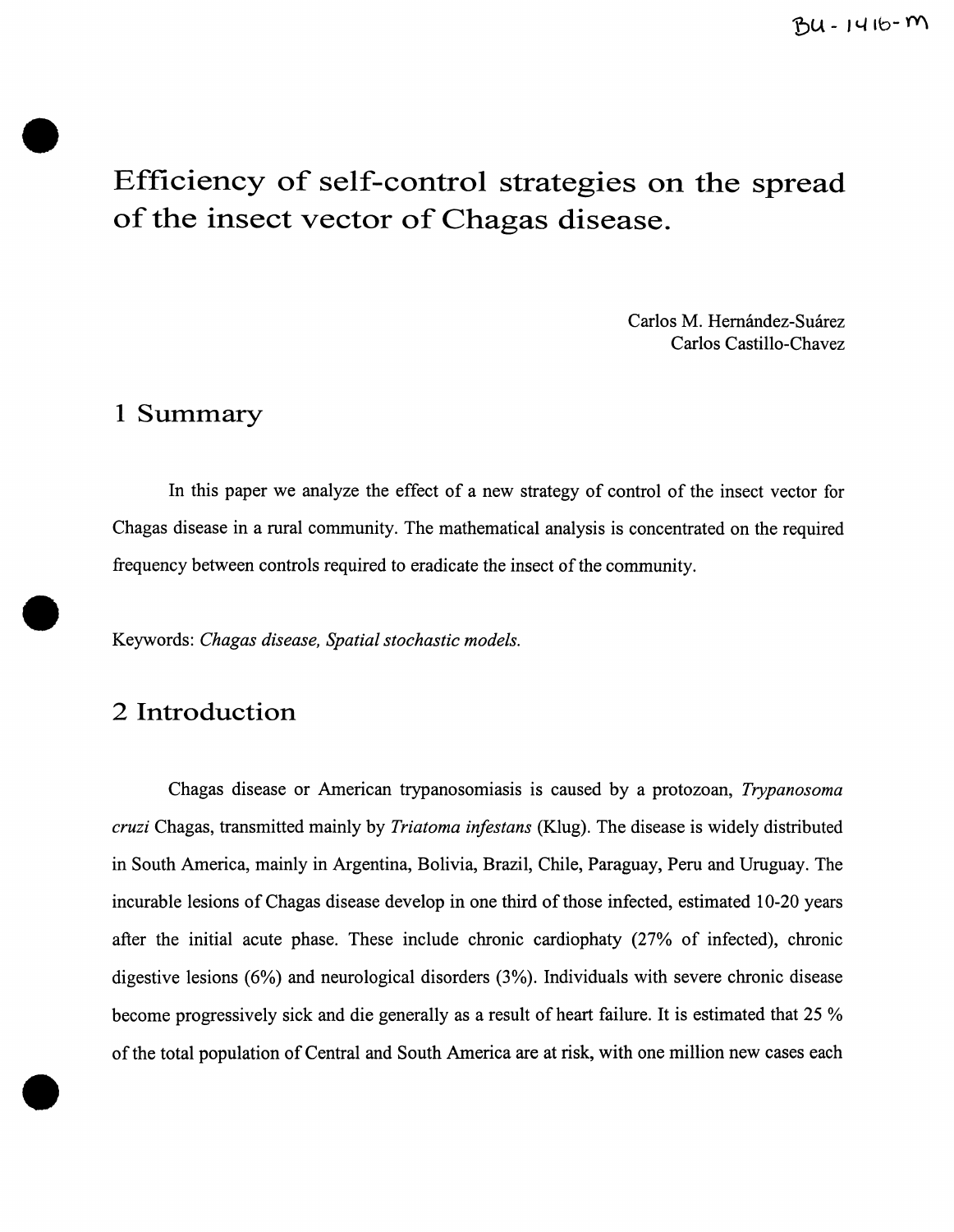BU-1416-M

# Efficiency of self-control strategies on the spread of the insect vector of Chagas disease.

Carlos M. Hernández-Suárez
Carlos Castillo-Chavez

## 1 Summary

In this paper we analyze the effect of a new strategy of control of the insect vector for Chagas disease in a rural community. The mathematical analysis is concentrated on the required frequency between controls required to eradicate the insect of the community.

Keywords: *Chagas disease, Spatial stochastic models.*

## 2 Introduction

Chagas disease or American trypanosomiasis is caused by a protozoan, *Trypanosoma cruzi* Chagas, transmitted mainly by *Triatoma infestans* (Klug). The disease is widely distributed in South America, mainly in Argentina, Bolivia, Brazil, Chile, Paraguay, Peru and Uruguay. The incurable lesions of Chagas disease develop in one third of those infected, estimated 10-20 years after the initial acute phase. These include chronic cardiophaty (27% of infected), chronic digestive lesions (6%) and neurological disorders (3%). Individuals with severe chronic disease become progressively sick and die generally as a result of heart failure. It is estimated that 25 % of the total population of Central and South America are at risk, with one million new cases each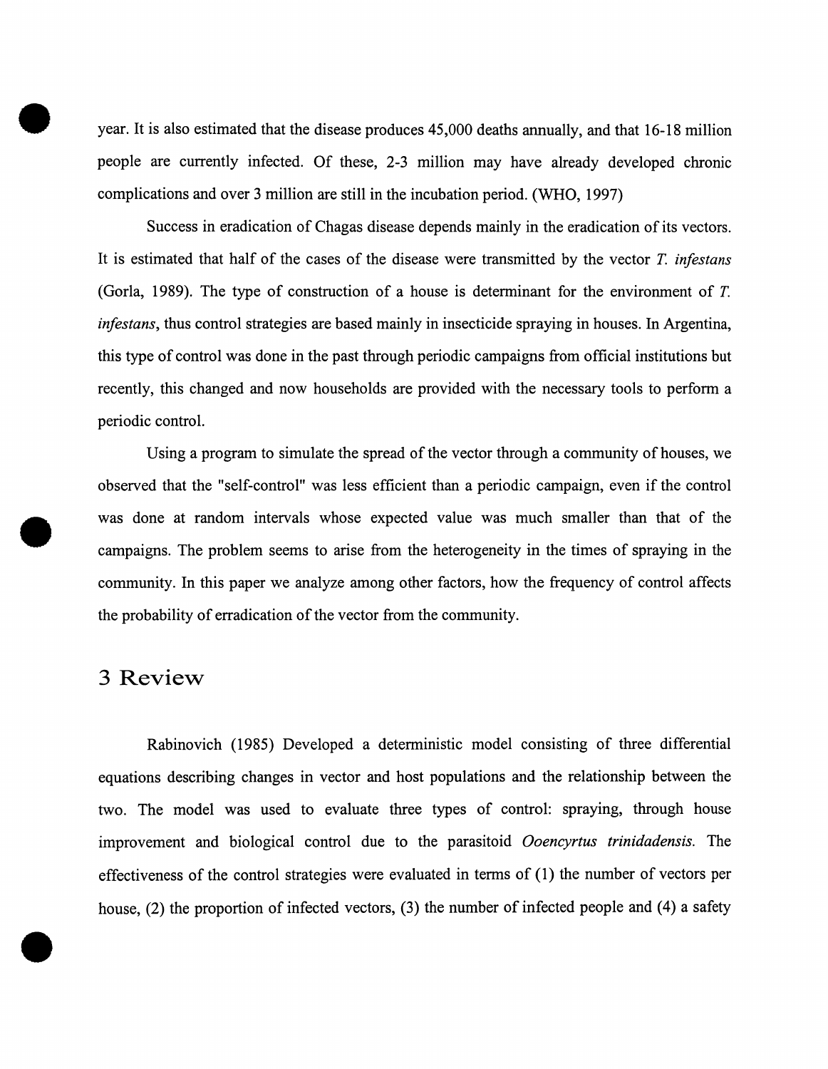year. It is also estimated that the disease produces 45,000 deaths annually, and that 16-18 million people are currently infected. Of these, 2-3 million may have already developed chronic complications and over 3 million are still in the incubation period. (WHO, 1997)

Success in eradication of Chagas disease depends mainly in the eradication of its vectors. It is estimated that half of the cases of the disease were transmitted by the vector *T. infestans* (Gorla, 1989). The type of construction of a house is determinant for the environment of *T. infestans*, thus control strategies are based mainly in insecticide spraying in houses. In Argentina, this type of control was done in the past through periodic campaigns from official institutions but recently, this changed and now households are provided with the necessary tools to perform a periodic control.

Using a program to simulate the spread of the vector through a community of houses, we observed that the "self-control" was less efficient than a periodic campaign, even if the control was done at random intervals whose expected value was much smaller than that of the campaigns. The problem seems to arise from the heterogeneity in the times of spraying in the community. In this paper we analyze among other factors, how the frequency of control affects the probability of erradication of the vector from the community.

# 3 Review

Rabinovich (1985) Developed a deterministic model consisting of three differential equations describing changes in vector and host populations and the relationship between the two. The model was used to evaluate three types of control: spraying, through house improvement and biological control due to the parasitoid *Ooencyrtus trinidadensis*. The effectiveness of the control strategies were evaluated in terms of (1) the number of vectors per house, (2) the proportion of infected vectors, (3) the number of infected people and (4) a safety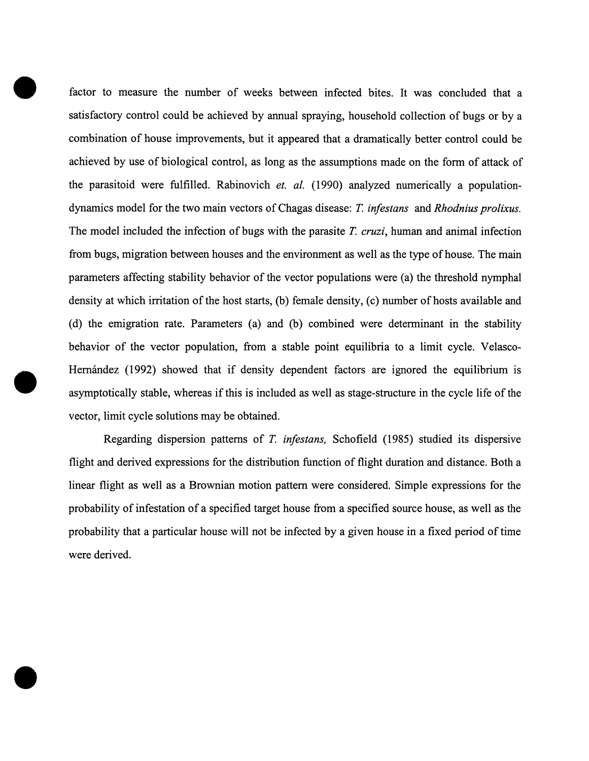factor to measure the number of weeks between infected bites. It was concluded that a satisfactory control could be achieved by annual spraying, household collection of bugs or by a combination of house improvements, but it appeared that a dramatically better control could be achieved by use of biological control, as long as the assumptions made on the form of attack of the parasitoid were fulfilled. Rabinovich *et. al.* (1990) analyzed numerically a population-dynamics model for the two main vectors of Chagas disease: *T. infestans* and *Rhodnius prolixus.* The model included the infection of bugs with the parasite *T. cruzi*, human and animal infection from bugs, migration between houses and the environment as well as the type of house. The main parameters affecting stability behavior of the vector populations were (a) the threshold nymphal density at which irritation of the host starts, (b) female density, (c) number of hosts available and (d) the emigration rate. Parameters (a) and (b) combined were determinant in the stability behavior of the vector population, from a stable point equilibria to a limit cycle. Velasco-Hernández (1992) showed that if density dependent factors are ignored the equilibrium is asymptotically stable, whereas if this is included as well as stage-structure in the cycle life of the vector, limit cycle solutions may be obtained.

Regarding dispersion patterns of *T. infestans,* Schofield (1985) studied its dispersive flight and derived expressions for the distribution function of flight duration and distance. Both a linear flight as well as a Brownian motion pattern were considered. Simple expressions for the probability of infestation of a specified target house from a specified source house, as well as the probability that a particular house will not be infected by a given house in a fixed period of time were derived.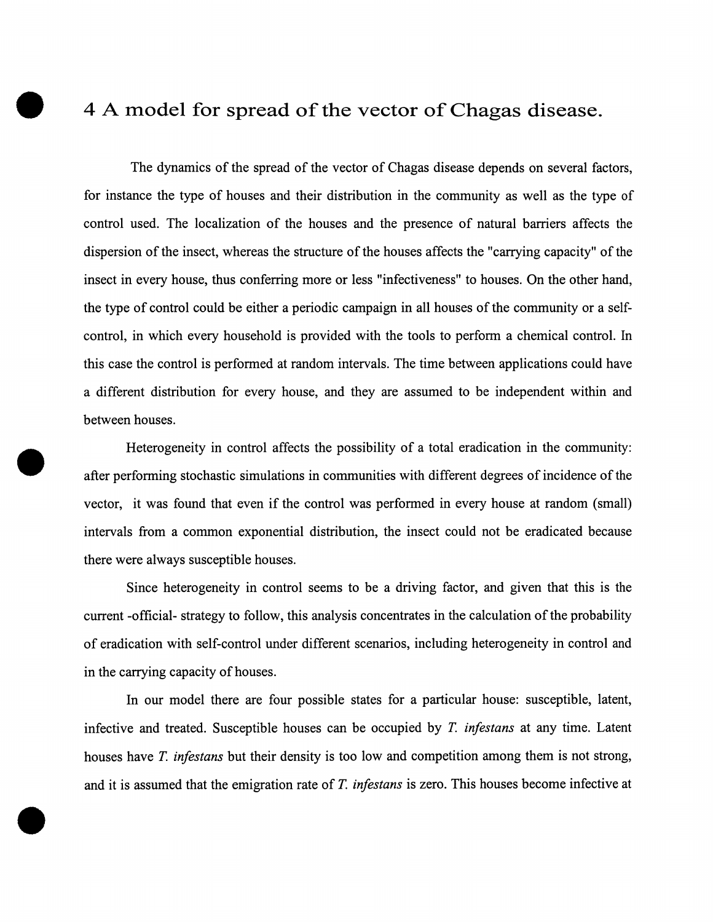# 4 A model for spread of the vector of Chagas disease.

The dynamics of the spread of the vector of Chagas disease depends on several factors, for instance the type of houses and their distribution in the community as well as the type of control used. The localization of the houses and the presence of natural barriers affects the dispersion of the insect, whereas the structure of the houses affects the "carrying capacity" of the insect in every house, thus conferring more or less "infectiveness" to houses. On the other hand, the type of control could be either a periodic campaign in all houses of the community or a self-control, in which every household is provided with the tools to perform a chemical control. In this case the control is performed at random intervals. The time between applications could have a different distribution for every house, and they are assumed to be independent within and between houses.

Heterogeneity in control affects the possibility of a total eradication in the community: after performing stochastic simulations in communities with different degrees of incidence of the vector, it was found that even if the control was performed in every house at random (small) intervals from a common exponential distribution, the insect could not be eradicated because there were always susceptible houses.

Since heterogeneity in control seems to be a driving factor, and given that this is the current -official- strategy to follow, this analysis concentrates in the calculation of the probability of eradication with self-control under different scenarios, including heterogeneity in control and in the carrying capacity of houses.

In our model there are four possible states for a particular house: susceptible, latent, infective and treated. Susceptible houses can be occupied by *T. infestans* at any time. Latent houses have *T. infestans* but their density is too low and competition among them is not strong, and it is assumed that the emigration rate of *T. infestans* is zero. This houses become infective at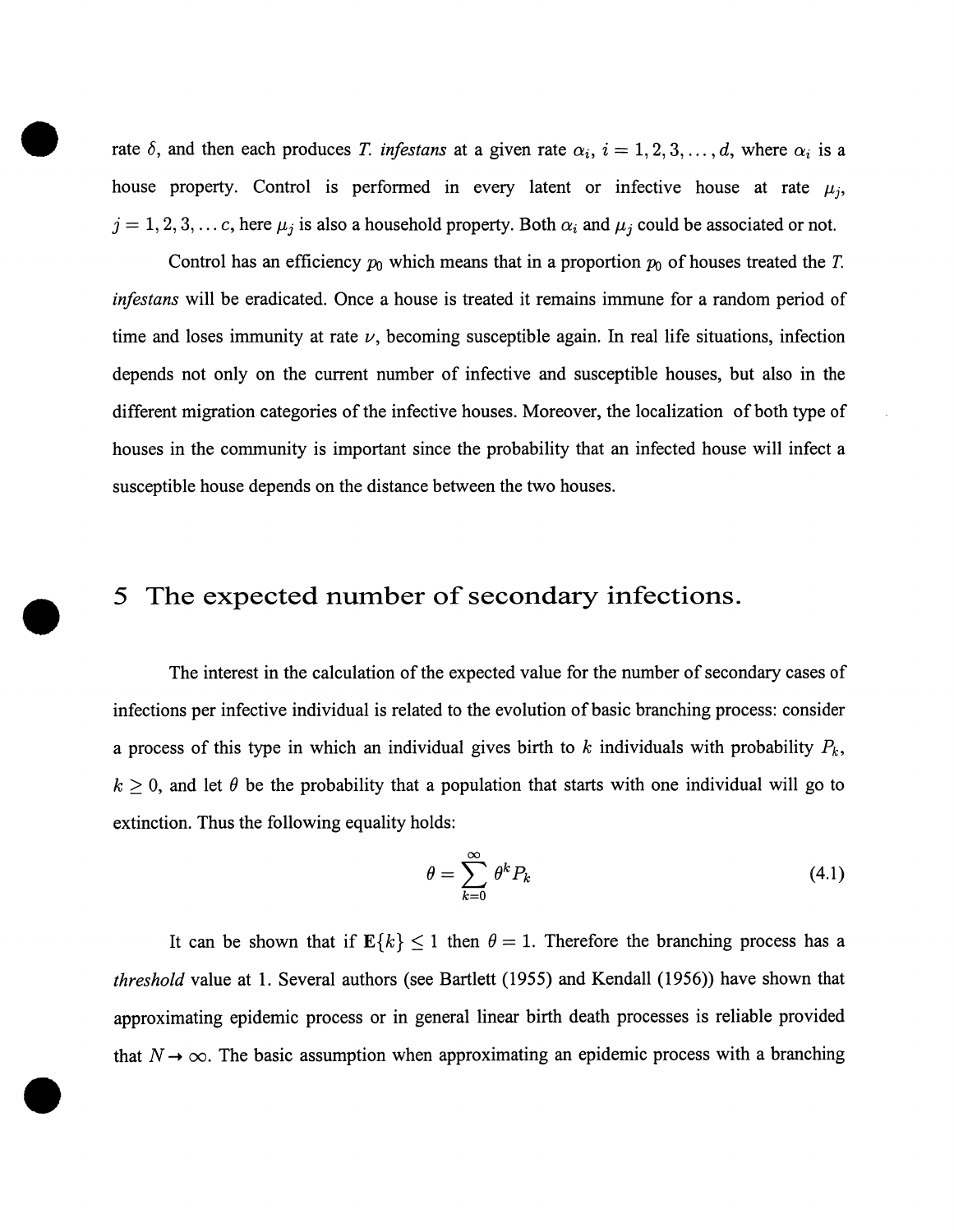rate $\delta$, and then each produces *T. infestans* at a given rate $\alpha_i$, $i = 1, 2, 3, \ldots, d$, where $\alpha_i$ is a house property. Control is performed in every latent or infective house at rate $\mu_j$, $j = 1, 2, 3, \ldots c$, here $\mu_j$ is also a household property. Both $\alpha_i$ and $\mu_j$ could be associated or not.

Control has an efficiency $p_0$ which means that in a proportion $p_0$ of houses treated the *T. infestans* will be eradicated. Once a house is treated it remains immune for a random period of time and loses immunity at rate $\nu$, becoming susceptible again. In real life situations, infection depends not only on the current number of infective and susceptible houses, but also in the different migration categories of the infective houses. Moreover, the localization of both type of houses in the community is important since the probability that an infected house will infect a susceptible house depends on the distance between the two houses.

# 5 The expected number of secondary infections.

The interest in the calculation of the expected value for the number of secondary cases of infections per infective individual is related to the evolution of basic branching process: consider a process of this type in which an individual gives birth to $k$ individuals with probability $P_k$, $k \geq 0$, and let $\theta$ be the probability that a population that starts with one individual will go to extinction. Thus the following equality holds:

$$\theta = \sum_{k=0}^{\infty} \theta^k P_k \tag{4.1}$$

It can be shown that if $\mathbf{E}\{k\} \leq 1$ then $\theta = 1$. Therefore the branching process has a *threshold* value at 1. Several authors (see Bartlett (1955) and Kendall (1956)) have shown that approximating epidemic process or in general linear birth death processes is reliable provided that $N \rightarrow \infty$. The basic assumption when approximating an epidemic process with a branching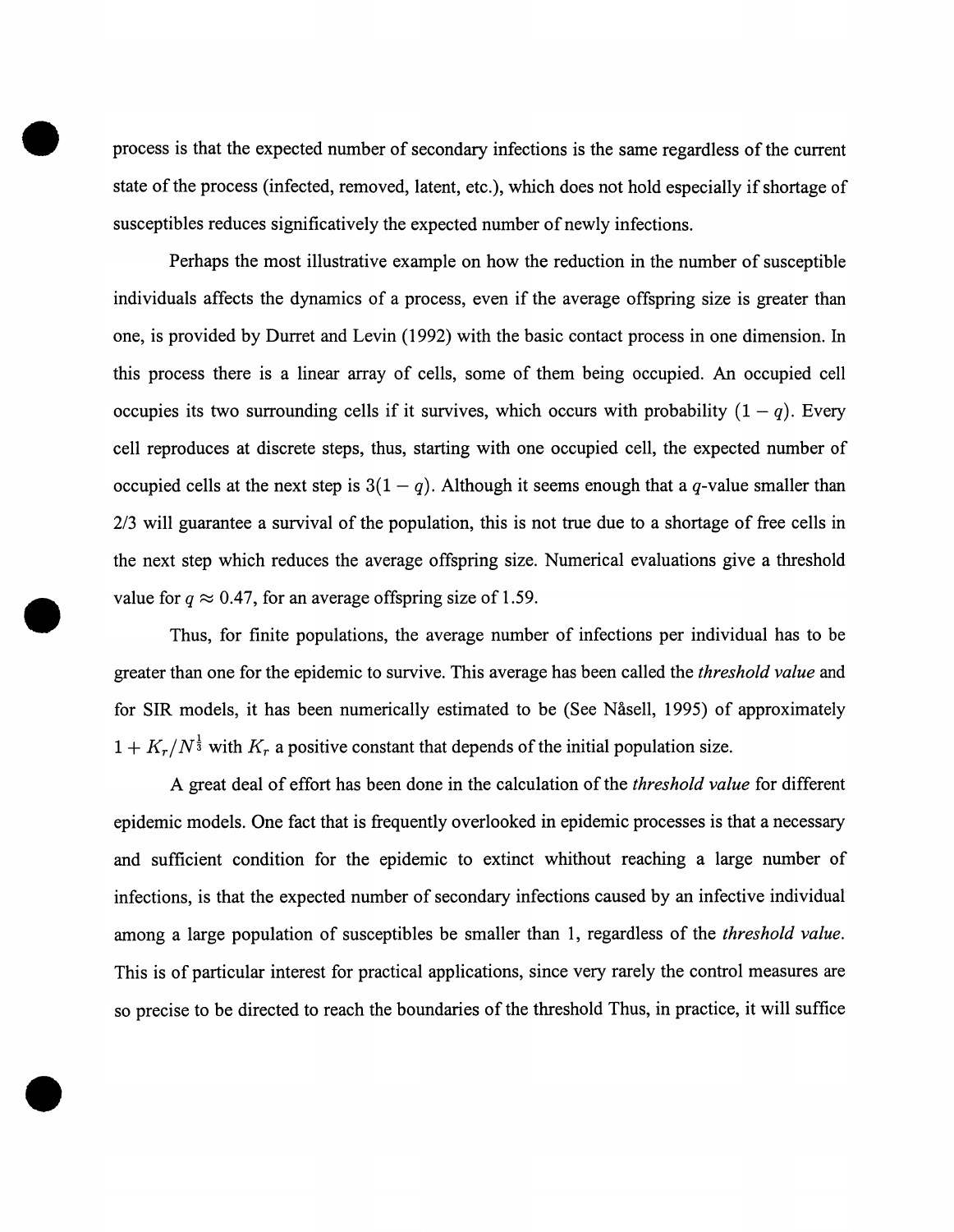process is that the expected number of secondary infections is the same regardless of the current state of the process (infected, removed, latent, etc.), which does not hold especially if shortage of susceptibles reduces significatively the expected number of newly infections.

Perhaps the most illustrative example on how the reduction in the number of susceptible individuals affects the dynamics of a process, even if the average offspring size is greater than one, is provided by Durret and Levin (1992) with the basic contact process in one dimension. In this process there is a linear array of cells, some of them being occupied. An occupied cell occupies its two surrounding cells if it survives, which occurs with probability $(1 - q)$. Every cell reproduces at discrete steps, thus, starting with one occupied cell, the expected number of occupied cells at the next step is $3(1 - q)$. Although it seems enough that a $q$-value smaller than 2/3 will guarantee a survival of the population, this is not true due to a shortage of free cells in the next step which reduces the average offspring size. Numerical evaluations give a threshold value for $q \approx 0.47$, for an average offspring size of 1.59.

Thus, for finite populations, the average number of infections per individual has to be greater than one for the epidemic to survive. This average has been called the *threshold value* and for SIR models, it has been numerically estimated to be (See Nåsell, 1995) of approximately $1 + K_r/N^{\frac{1}{3}}$ with $K_r$ a positive constant that depends of the initial population size.

A great deal of effort has been done in the calculation of the *threshold value* for different epidemic models. One fact that is frequently overlooked in epidemic processes is that a necessary and sufficient condition for the epidemic to extinct whithout reaching a large number of infections, is that the expected number of secondary infections caused by an infective individual among a large population of susceptibles be smaller than 1, regardless of the *threshold value*. This is of particular interest for practical applications, since very rarely the control measures are so precise to be directed to reach the boundaries of the threshold Thus, in practice, it will suffice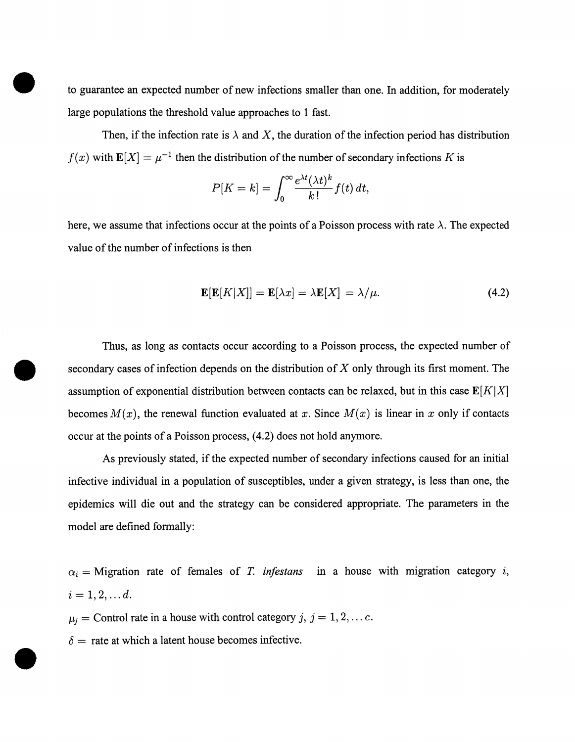to guarantee an expected number of new infections smaller than one. In addition, for moderately large populations the threshold value approaches to 1 fast.

Then, if the infection rate is $\lambda$ and $X$, the duration of the infection period has distribution $f(x)$ with $\mathbf{E}[X] = \mu^{-1}$ then the distribution of the number of secondary infections $K$ is

$$P[K = k] = \int_0^\infty \frac{e^{\lambda t}(\lambda t)^k}{k!} f(t)\, dt,$$

here, we assume that infections occur at the points of a Poisson process with rate $\lambda$. The expected value of the number of infections is then

$$\mathbf{E}[\mathbf{E}[K|X]] = \mathbf{E}[\lambda x] = \lambda \mathbf{E}[X] = \lambda/\mu. \tag{4.2}$$

Thus, as long as contacts occur according to a Poisson process, the expected number of secondary cases of infection depends on the distribution of $X$ only through its first moment. The assumption of exponential distribution between contacts can be relaxed, but in this case $\mathbf{E}[K|X]$ becomes $M(x)$, the renewal function evaluated at $x$. Since $M(x)$ is linear in $x$ only if contacts occur at the points of a Poisson process, (4.2) does not hold anymore.

As previously stated, if the expected number of secondary infections caused for an initial infective individual in a population of susceptibles, under a given strategy, is less than one, the epidemics will die out and the strategy can be considered appropriate. The parameters in the model are defined formally:

$\alpha_i =$ Migration rate of females of *T. infestans* in a house with migration category $i$, $i = 1, 2, \ldots d$.

$\mu_j =$ Control rate in a house with control category $j$, $j = 1, 2, \ldots c$.

$\delta =$ rate at which a latent house becomes infective.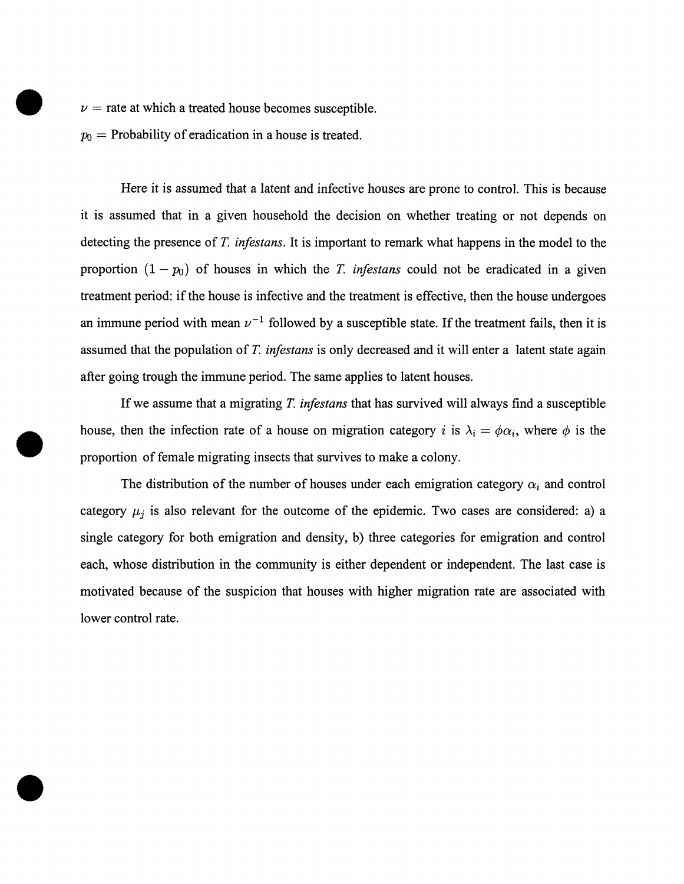$\nu$ = rate at which a treated house becomes susceptible.

$p_0$ = Probability of eradication in a house is treated.

Here it is assumed that a latent and infective houses are prone to control. This is because it is assumed that in a given household the decision on whether treating or not depends on detecting the presence of *T. infestans*. It is important to remark what happens in the model to the proportion $(1 - p_0)$ of houses in which the *T. infestans* could not be eradicated in a given treatment period: if the house is infective and the treatment is effective, then the house undergoes an immune period with mean $\nu^{-1}$ followed by a susceptible state. If the treatment fails, then it is assumed that the population of *T. infestans* is only decreased and it will enter a latent state again after going trough the immune period. The same applies to latent houses.

If we assume that a migrating *T. infestans* that has survived will always find a susceptible house, then the infection rate of a house on migration category $i$ is $\lambda_i = \phi\alpha_i$, where $\phi$ is the proportion of female migrating insects that survives to make a colony.

The distribution of the number of houses under each emigration category $\alpha_i$ and control category $\mu_j$ is also relevant for the outcome of the epidemic. Two cases are considered: a) a single category for both emigration and density, b) three categories for emigration and control each, whose distribution in the community is either dependent or independent. The last case is motivated because of the suspicion that houses with higher migration rate are associated with lower control rate.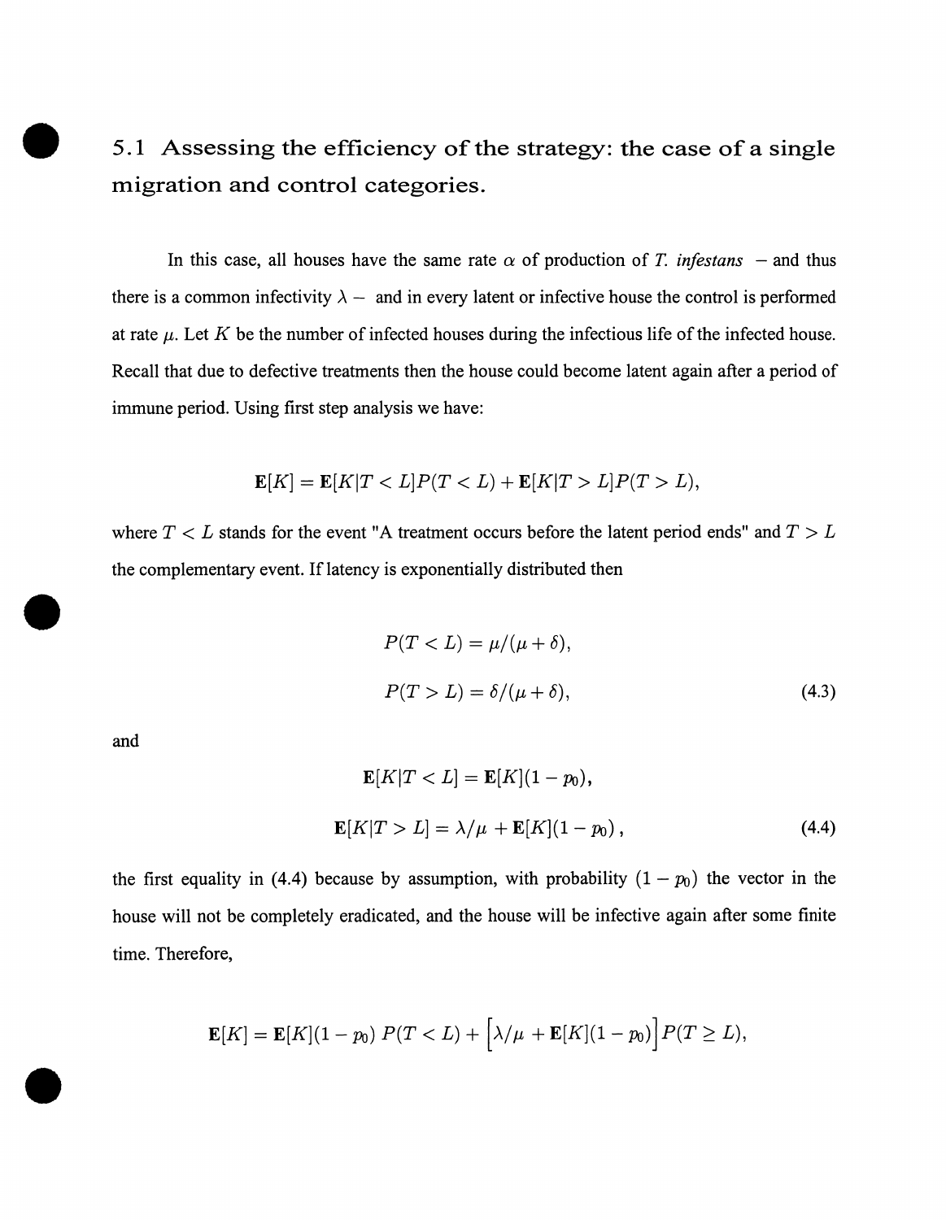## 5.1 Assessing the efficiency of the strategy: the case of a single migration and control categories.

In this case, all houses have the same rate $\alpha$ of production of *T. infestans* – and thus there is a common infectivity $\lambda$ – and in every latent or infective house the control is performed at rate $\mu$. Let $K$ be the number of infected houses during the infectious life of the infected house. Recall that due to defective treatments then the house could become latent again after a period of immune period. Using first step analysis we have:

$$\mathbf{E}[K] = \mathbf{E}[K|T < L]P(T < L) + \mathbf{E}[K|T > L]P(T > L),$$

where $T < L$ stands for the event "A treatment occurs before the latent period ends" and $T > L$ the complementary event. If latency is exponentially distributed then

$$P(T < L) = \mu/(\mu + \delta),$$
$$P(T > L) = \delta/(\mu + \delta), \tag{4.3}$$

and

$$\mathbf{E}[K|T < L] = \mathbf{E}[K](1 - p_0),$$
$$\mathbf{E}[K|T > L] = \lambda/\mu + \mathbf{E}[K](1 - p_0), \tag{4.4}$$

the first equality in (4.4) because by assumption, with probability $(1 - p_0)$ the vector in the house will not be completely eradicated, and the house will be infective again after some finite time. Therefore,

$$\mathbf{E}[K] = \mathbf{E}[K](1 - p_0)\ P(T < L) + \Big[\lambda/\mu + \mathbf{E}[K](1 - p_0)\Big]P(T \geq L),$$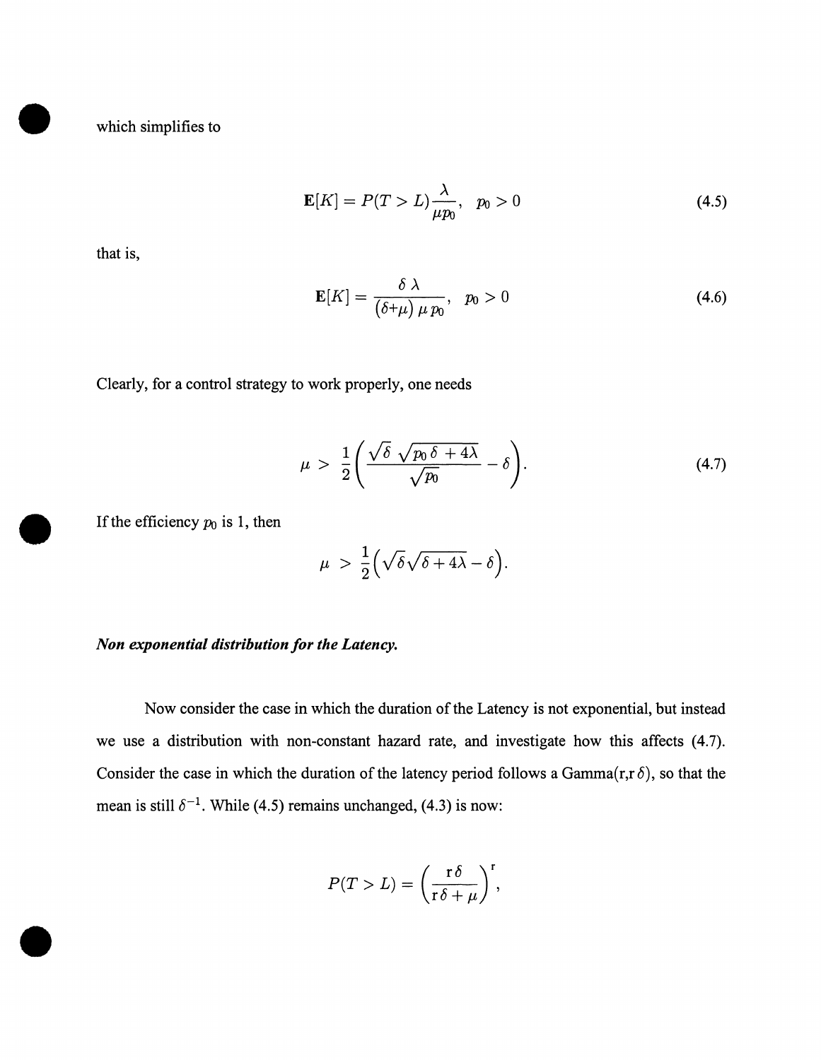which simplifies to

$$\mathbf{E}[K] = P(T > L)\frac{\lambda}{\mu p_0}, \quad p_0 > 0 \tag{4.5}$$

that is,

$$\mathbf{E}[K] = \frac{\delta\,\lambda}{(\delta+\mu)\,\mu\,p_0}, \quad p_0 > 0 \tag{4.6}$$

Clearly, for a control strategy to work properly, one needs

$$\mu > \frac{1}{2}\left(\frac{\sqrt{\delta}\,\sqrt{p_0\,\delta + 4\lambda}}{\sqrt{p_0}} - \delta\right). \tag{4.7}$$

If the efficiency $p_0$ is 1, then

$$\mu > \frac{1}{2}\left(\sqrt{\delta}\sqrt{\delta + 4\lambda} - \delta\right).$$

***Non exponential distribution for the Latency.***

Now consider the case in which the duration of the Latency is not exponential, but instead we use a distribution with non-constant hazard rate, and investigate how this affects (4.7). Consider the case in which the duration of the latency period follows a Gamma(r,r $\delta$), so that the mean is still $\delta^{-1}$. While (4.5) remains unchanged, (4.3) is now:

$$P(T > L) = \left(\frac{\mathrm{r}\,\delta}{\mathrm{r}\,\delta + \mu}\right)^{\mathrm{r}},$$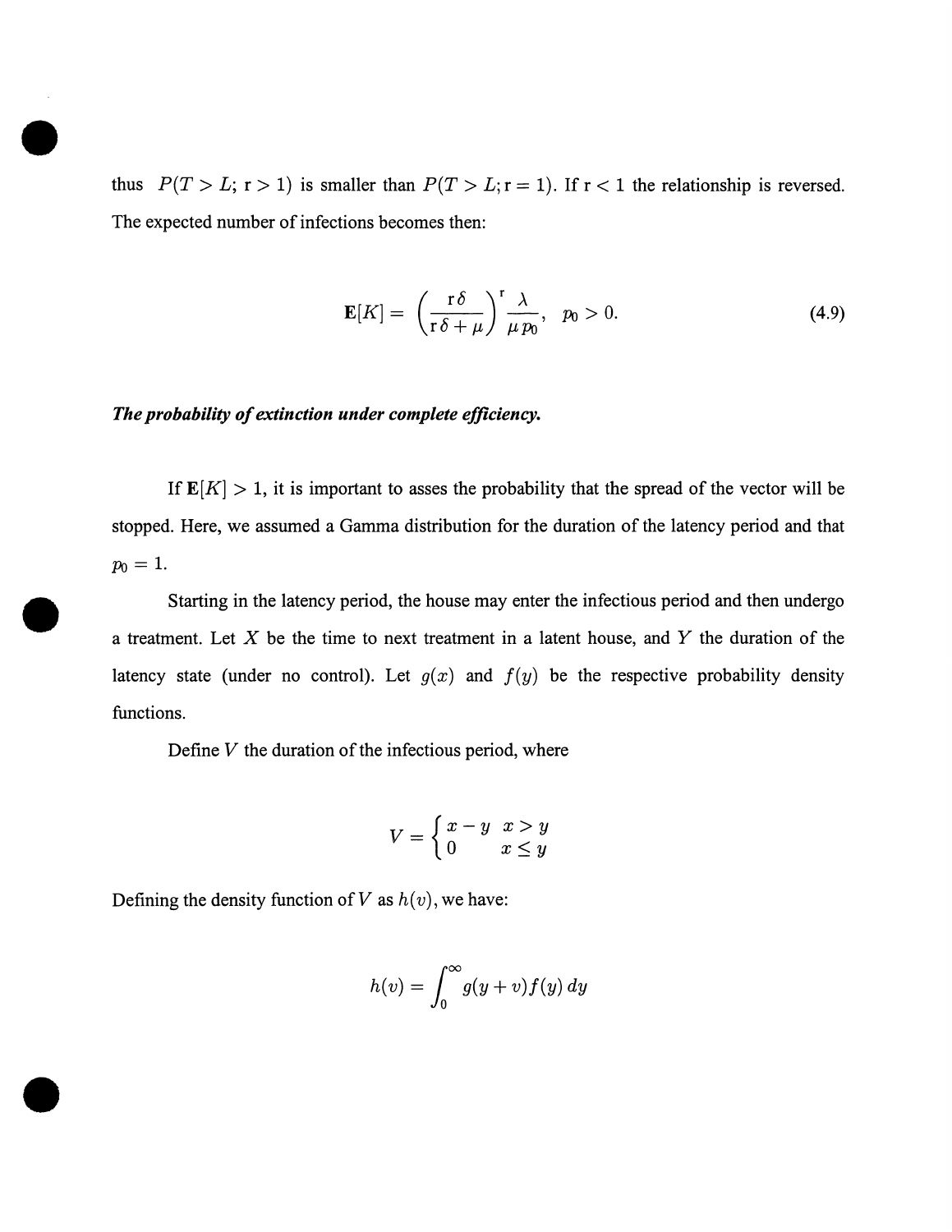thus $P(T > L;\ \mathrm{r} > 1)$ is smaller than $P(T > L; \mathrm{r} = 1)$. If $\mathrm{r} < 1$ the relationship is reversed. The expected number of infections becomes then:

$$\mathbf{E}[K] = \left(\frac{\mathrm{r}\,\delta}{\mathrm{r}\,\delta + \mu}\right)^{\mathrm{r}} \frac{\lambda}{\mu\, p_0}, \quad p_0 > 0. \tag{4.9}$$

***The probability of extinction under complete efficiency.***

If $\mathbf{E}[K] > 1$, it is important to asses the probability that the spread of the vector will be stopped. Here, we assumed a Gamma distribution for the duration of the latency period and that $p_0 = 1$.

Starting in the latency period, the house may enter the infectious period and then undergo a treatment. Let $X$ be the time to next treatment in a latent house, and $Y$ the duration of the latency state (under no control). Let $g(x)$ and $f(y)$ be the respective probability density functions.

Define $V$ the duration of the infectious period, where

$$V = \begin{cases} x - y & x > y \\ 0 & x \leq y \end{cases}$$

Defining the density function of $V$ as $h(v)$, we have:

$$h(v) = \int_0^{\infty} g(y + v) f(y)\, dy$$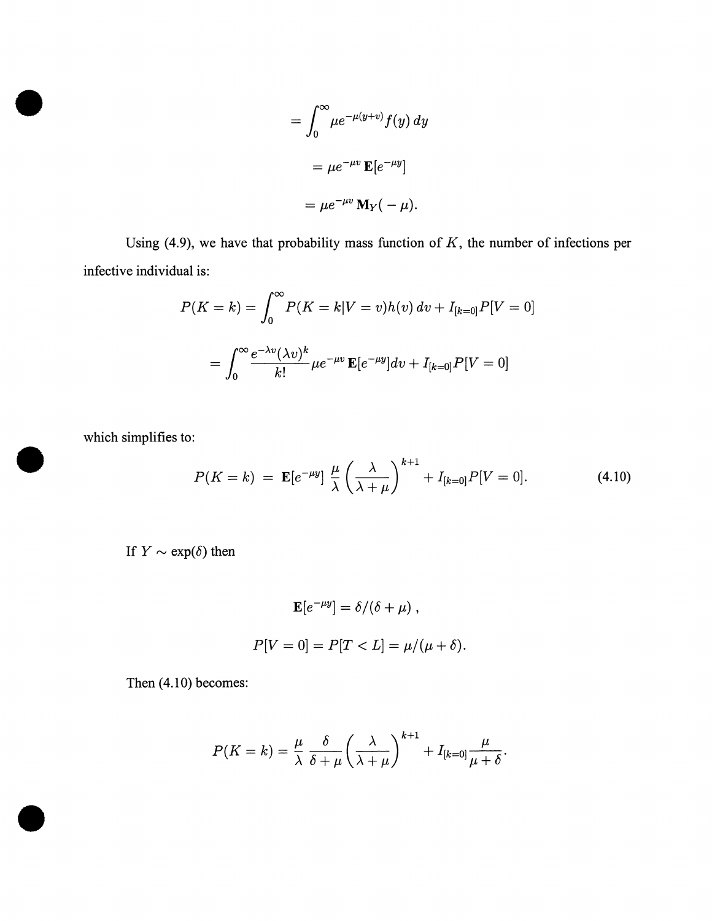$$= \int_0^\infty \mu e^{-\mu(y+v)} f(y)\, dy$$

$$= \mu e^{-\mu v}\, \mathbf{E}[e^{-\mu y}]$$

$$= \mu e^{-\mu v}\, \mathbf{M}_Y(\,-\,\mu).$$

Using (4.9), we have that probability mass function of $K$, the number of infections per infective individual is:

$$P(K = k) = \int_0^\infty P(K = k | V = v) h(v)\, dv + I_{[k=0]} P[V = 0]$$

$$= \int_0^\infty \frac{e^{-\lambda v} (\lambda v)^k}{k!} \mu e^{-\mu v}\, \mathbf{E}[e^{-\mu y}] dv + I_{[k=0]} P[V = 0]$$

which simplifies to:

$$P(K = k) \;=\; \mathbf{E}[e^{-\mu y}]\, \frac{\mu}{\lambda} \left( \frac{\lambda}{\lambda + \mu} \right)^{k+1} + I_{[k=0]} P[V = 0]. \tag{4.10}$$

If $Y \sim \exp(\delta)$ then

$$\mathbf{E}[e^{-\mu y}] = \delta / (\delta + \mu)\,,$$

$$P[V = 0] = P[T < L] = \mu / (\mu + \delta).$$

Then (4.10) becomes:

$$P(K = k) = \frac{\mu}{\lambda} \frac{\delta}{\delta + \mu} \left( \frac{\lambda}{\lambda + \mu} \right)^{k+1} + I_{[k=0]} \frac{\mu}{\mu + \delta}.$$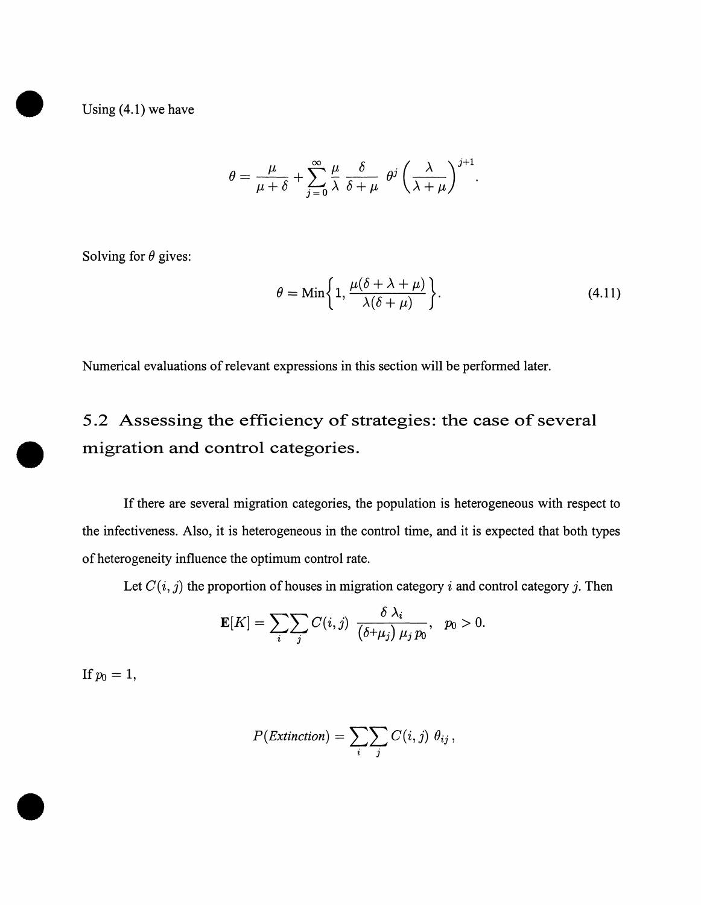Using (4.1) we have

$$\theta = \frac{\mu}{\mu+\delta} + \sum_{j=0}^{\infty} \frac{\mu}{\lambda} \frac{\delta}{\delta+\mu} \; \theta^j \left(\frac{\lambda}{\lambda+\mu}\right)^{j+1}.$$

Solving for $\theta$ gives:

$$\theta = \text{Min}\left\{1, \frac{\mu(\delta+\lambda+\mu)}{\lambda(\delta+\mu)}\right\}. \tag{4.11}$$

Numerical evaluations of relevant expressions in this section will be performed later.

## 5.2 Assessing the efficiency of strategies: the case of several migration and control categories.

If there are several migration categories, the population is heterogeneous with respect to the infectiveness. Also, it is heterogeneous in the control time, and it is expected that both types of heterogeneity influence the optimum control rate.

Let $C(i, j)$ the proportion of houses in migration category $i$ and control category $j$. Then

$$\mathbf{E}[K] = \sum_i \sum_j C(i,j) \; \frac{\delta \, \lambda_i}{(\delta+\mu_j) \, \mu_j \, p_0}, \quad p_0 > 0.$$

If $p_0 = 1$,

$$P(\textit{Extinction}) = \sum_i \sum_j C(i,j) \; \theta_{ij} \, ,$$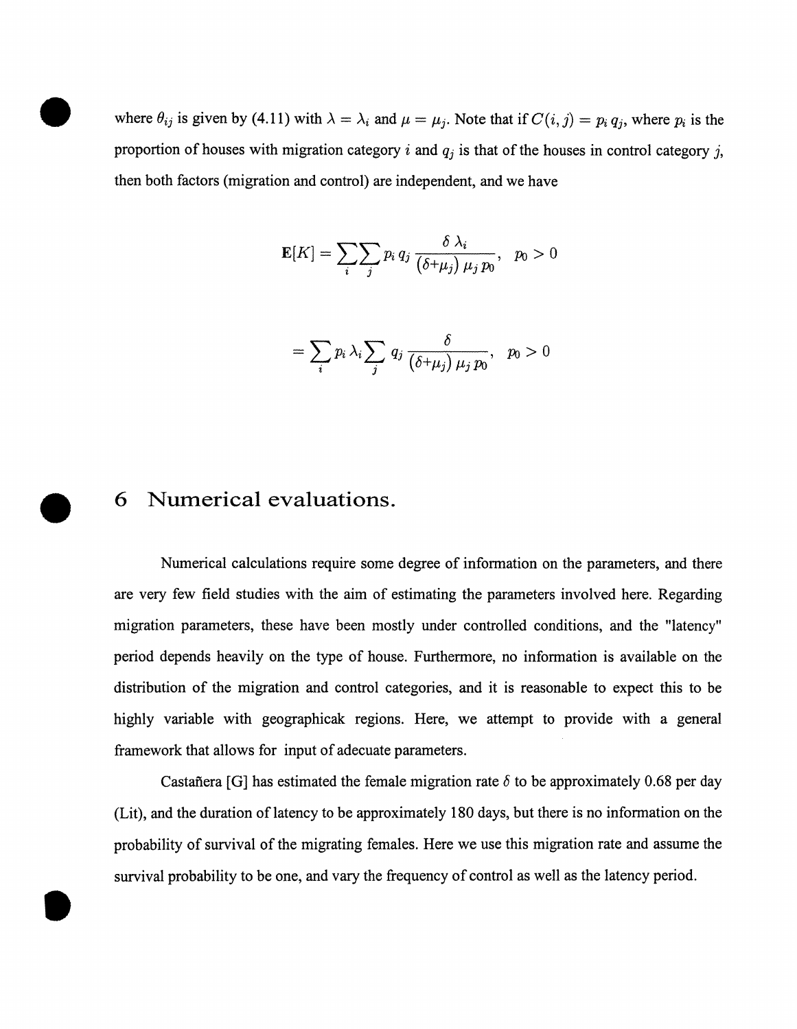where $\theta_{ij}$ is given by (4.11) with $\lambda = \lambda_i$ and $\mu = \mu_j$. Note that if $C(i,j) = p_i\, q_j$, where $p_i$ is the proportion of houses with migration category $i$ and $q_j$ is that of the houses in control category $j$, then both factors (migration and control) are independent, and we have

$$\mathbf{E}[K] = \sum_i \sum_j p_i\, q_j \, \frac{\delta\, \lambda_i}{(\delta + \mu_j)\, \mu_j\, p_0}, \quad p_0 > 0$$

$$= \sum_i p_i\, \lambda_i \sum_j q_j \, \frac{\delta}{(\delta + \mu_j)\, \mu_j\, p_0}, \quad p_0 > 0$$

# 6 Numerical evaluations.

Numerical calculations require some degree of information on the parameters, and there are very few field studies with the aim of estimating the parameters involved here. Regarding migration parameters, these have been mostly under controlled conditions, and the "latency" period depends heavily on the type of house. Furthermore, no information is available on the distribution of the migration and control categories, and it is reasonable to expect this to be highly variable with geographicak regions. Here, we attempt to provide with a general framework that allows for input of adecuate parameters.

Castañera [G] has estimated the female migration rate $\delta$ to be approximately 0.68 per day (Lit), and the duration of latency to be approximately 180 days, but there is no information on the probability of survival of the migrating females. Here we use this migration rate and assume the survival probability to be one, and vary the frequency of control as well as the latency period.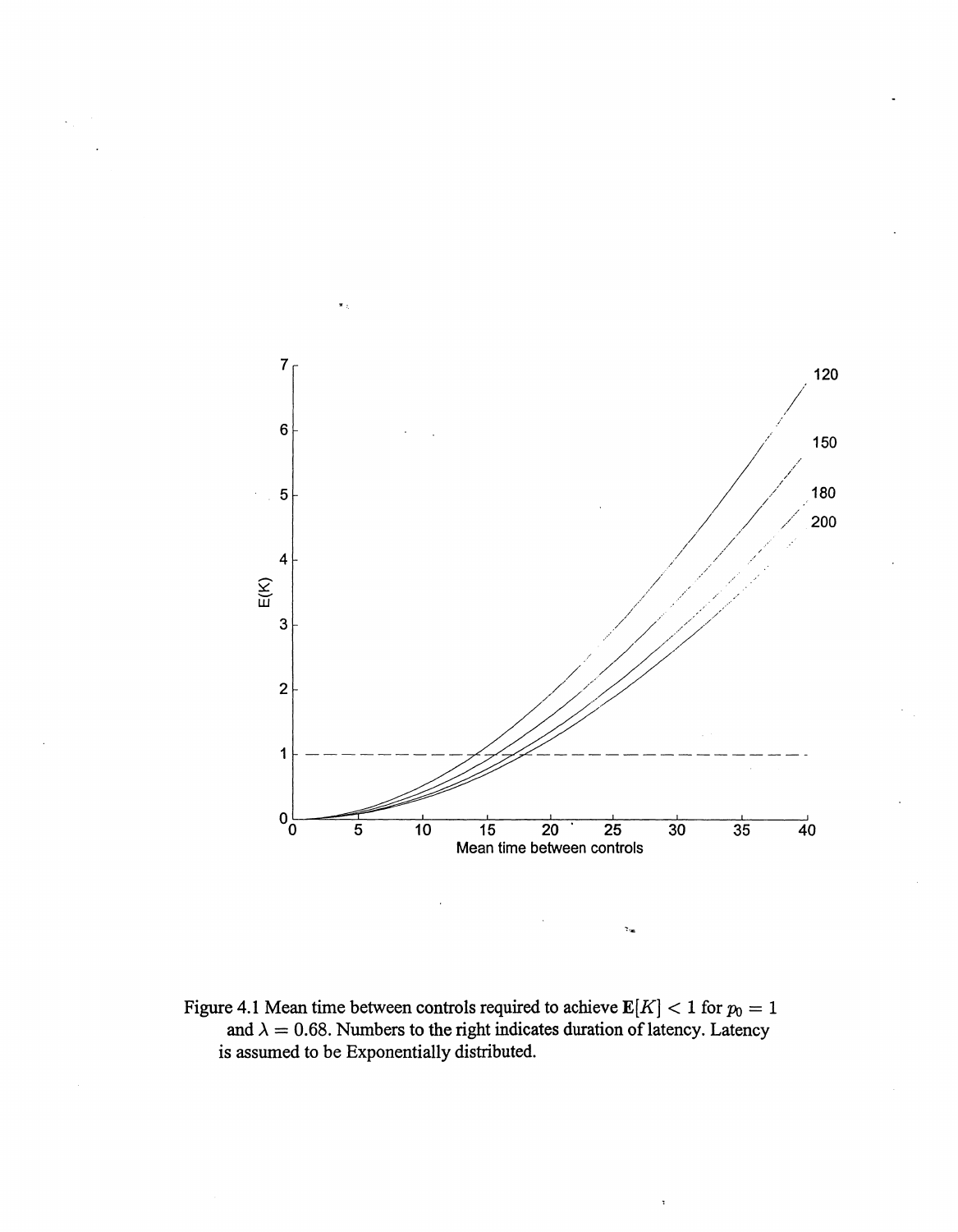Figure 4.1 Mean time between controls required to achieve $\mathbf{E}[K] < 1$ for $p_0 = 1$ and $\lambda = 0.68$. Numbers to the right indicates duration of latency. Latency is assumed to be Exponentially distributed.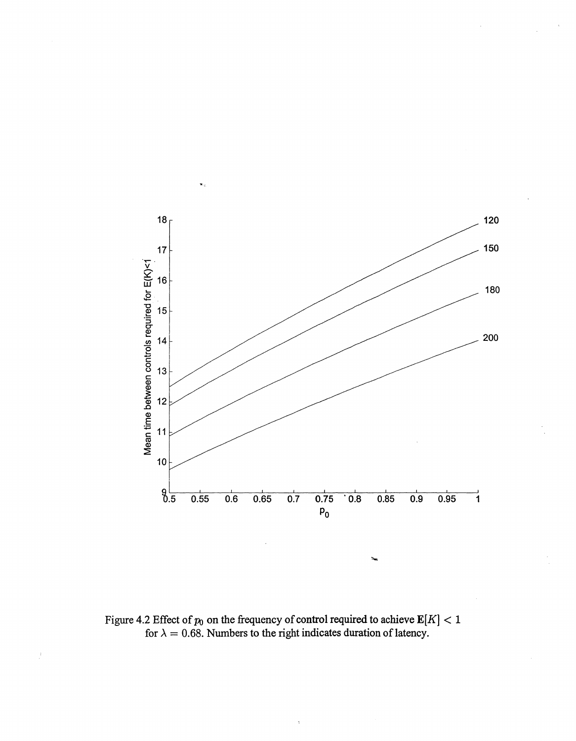Figure 4.2 Effect of $p_0$ on the frequency of control required to achieve $\mathbf{E}[K] < 1$ for $\lambda = 0.68$. Numbers to the right indicates duration of latency.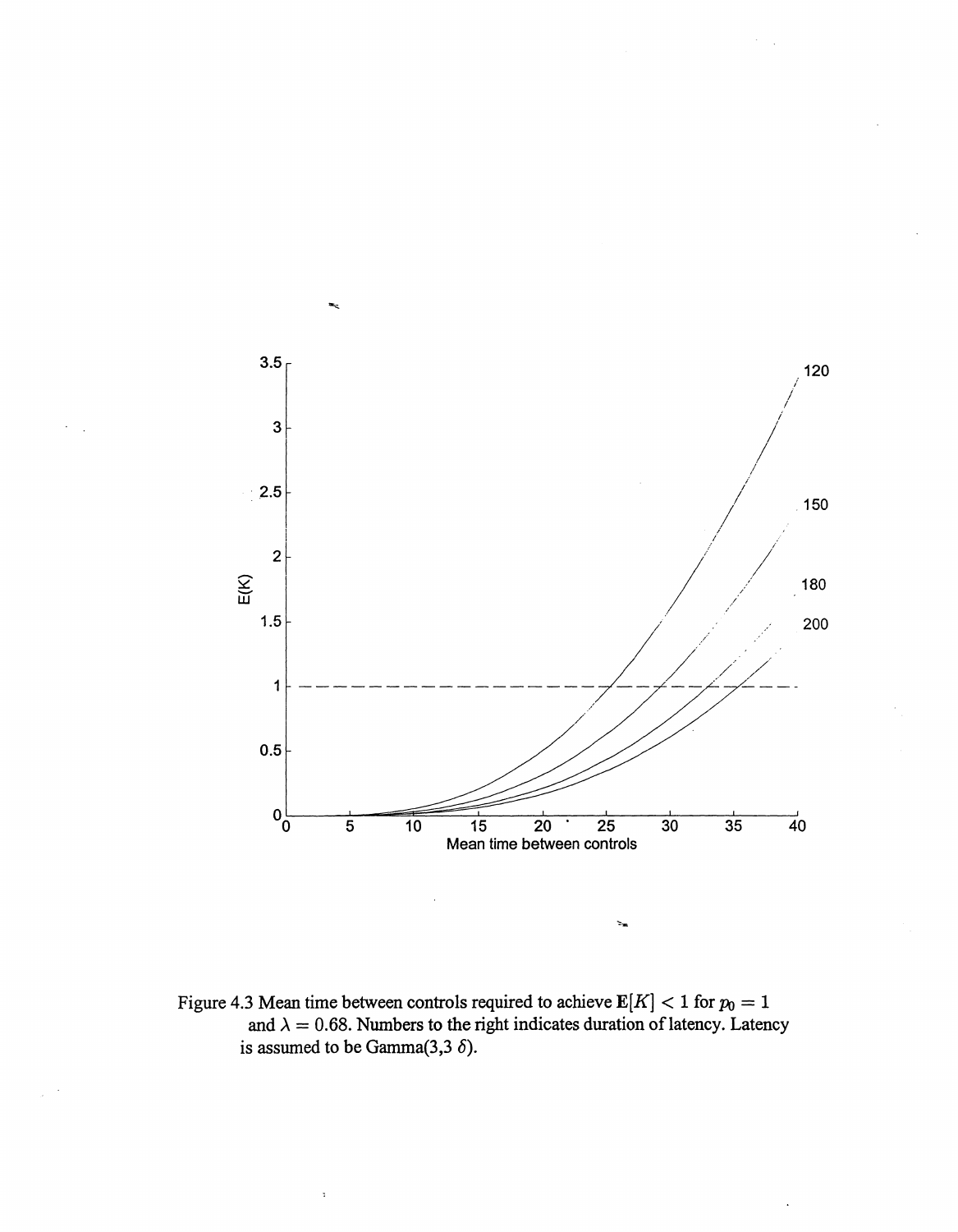Figure 4.3 Mean time between controls required to achieve $\mathbf{E}[K] < 1$ for $p_0 = 1$ and $\lambda = 0.68$. Numbers to the right indicates duration of latency. Latency is assumed to be Gamma(3,3 $\delta$).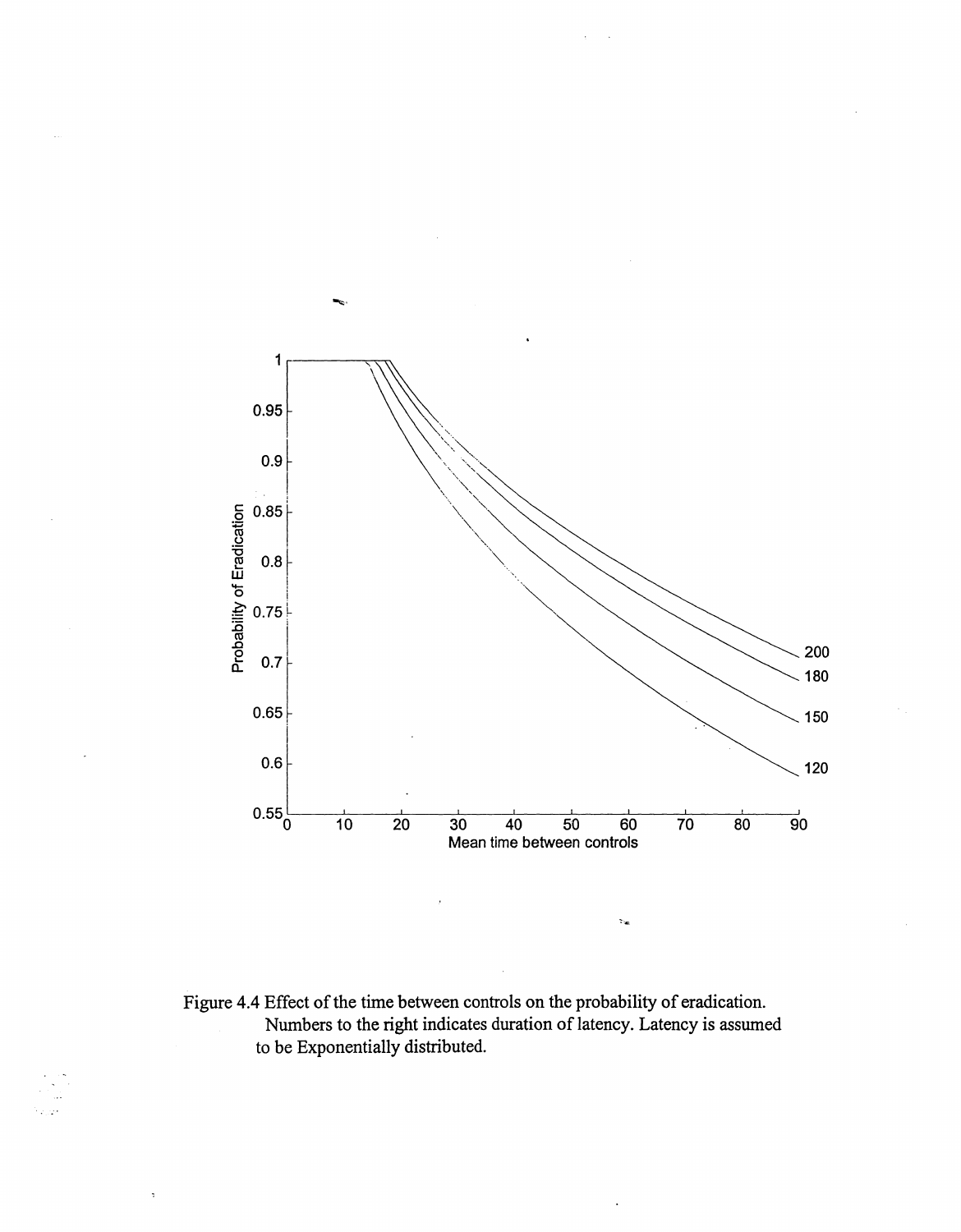Figure 4.4 Effect of the time between controls on the probability of eradication. Numbers to the right indicates duration of latency. Latency is assumed to be Exponentially distributed.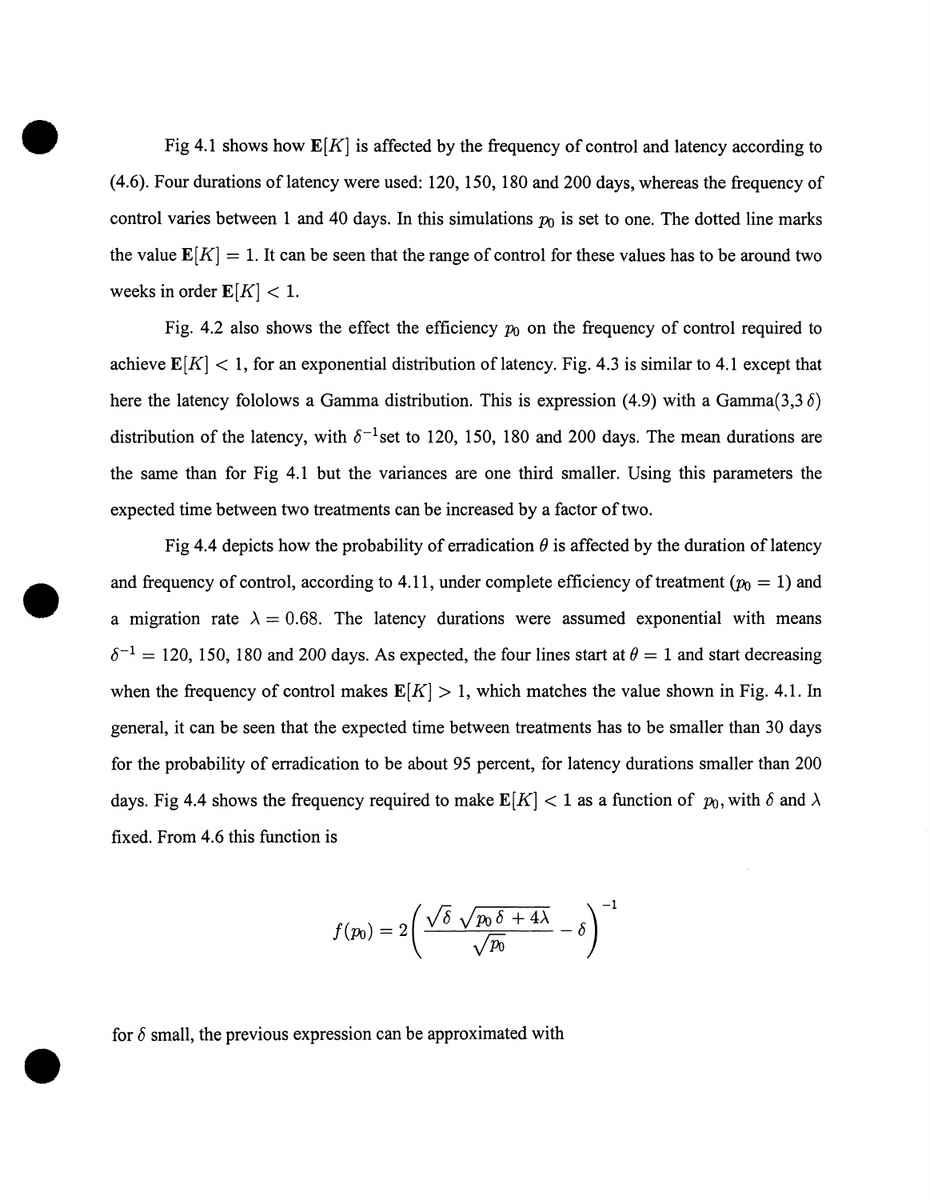Fig 4.1 shows how $\mathbf{E}[K]$ is affected by the frequency of control and latency according to (4.6). Four durations of latency were used: 120, 150, 180 and 200 days, whereas the frequency of control varies between 1 and 40 days. In this simulations $p_0$ is set to one. The dotted line marks the value $\mathbf{E}[K] = 1$. It can be seen that the range of control for these values has to be around two weeks in order $\mathbf{E}[K] < 1$.

Fig. 4.2 also shows the effect the efficiency $p_0$ on the frequency of control required to achieve $\mathbf{E}[K] < 1$, for an exponential distribution of latency. Fig. 4.3 is similar to 4.1 except that here the latency fololows a Gamma distribution. This is expression (4.9) with a Gamma(3,3 $\delta$) distribution of the latency, with $\delta^{-1}$set to 120, 150, 180 and 200 days. The mean durations are the same than for Fig 4.1 but the variances are one third smaller. Using this parameters the expected time between two treatments can be increased by a factor of two.

Fig 4.4 depicts how the probability of erradication $\theta$ is affected by the duration of latency and frequency of control, according to 4.11, under complete efficiency of treatment ($p_0 = 1$) and a migration rate $\lambda = 0.68$. The latency durations were assumed exponential with means $\delta^{-1} = 120$, 150, 180 and 200 days. As expected, the four lines start at $\theta = 1$ and start decreasing when the frequency of control makes $\mathbf{E}[K] > 1$, which matches the value shown in Fig. 4.1. In general, it can be seen that the expected time between treatments has to be smaller than 30 days for the probability of erradication to be about 95 percent, for latency durations smaller than 200 days. Fig 4.4 shows the frequency required to make $\mathbf{E}[K] < 1$ as a function of $p_0$, with $\delta$ and $\lambda$ fixed. From 4.6 this function is

$$f(p_0) = 2\left(\frac{\sqrt{\delta}\,\sqrt{p_0\,\delta + 4\lambda}}{\sqrt{p_0}} - \delta\right)^{-1}$$

for $\delta$ small, the previous expression can be approximated with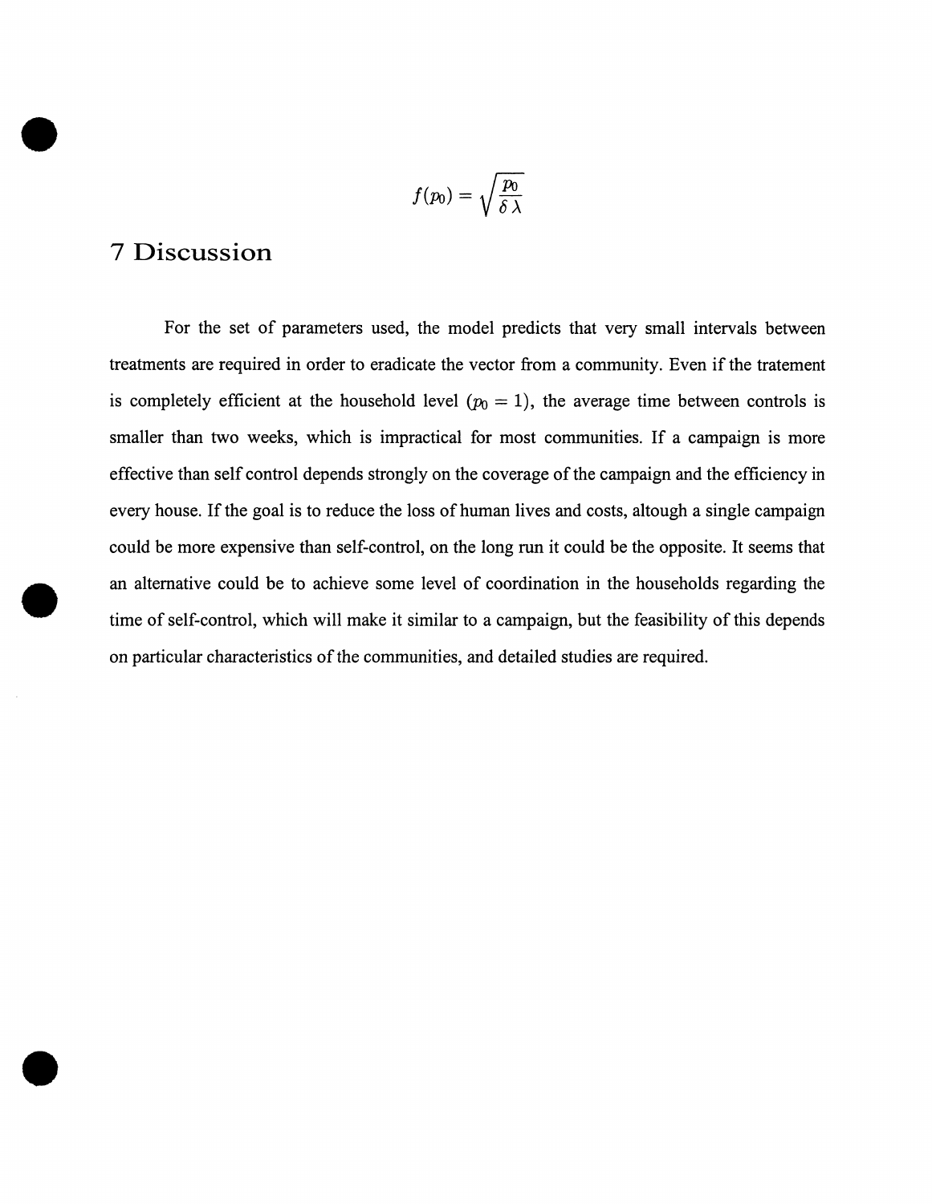$$f(p_0) = \sqrt{\frac{p_0}{\delta \lambda}}$$

# 7 Discussion

For the set of parameters used, the model predicts that very small intervals between treatments are required in order to eradicate the vector from a community. Even if the tratement is completely efficient at the household level ($p_0 = 1$), the average time between controls is smaller than two weeks, which is impractical for most communities. If a campaign is more effective than self control depends strongly on the coverage of the campaign and the efficiency in every house. If the goal is to reduce the loss of human lives and costs, altough a single campaign could be more expensive than self-control, on the long run it could be the opposite. It seems that an alternative could be to achieve some level of coordination in the households regarding the time of self-control, which will make it similar to a campaign, but the feasibility of this depends on particular characteristics of the communities, and detailed studies are required.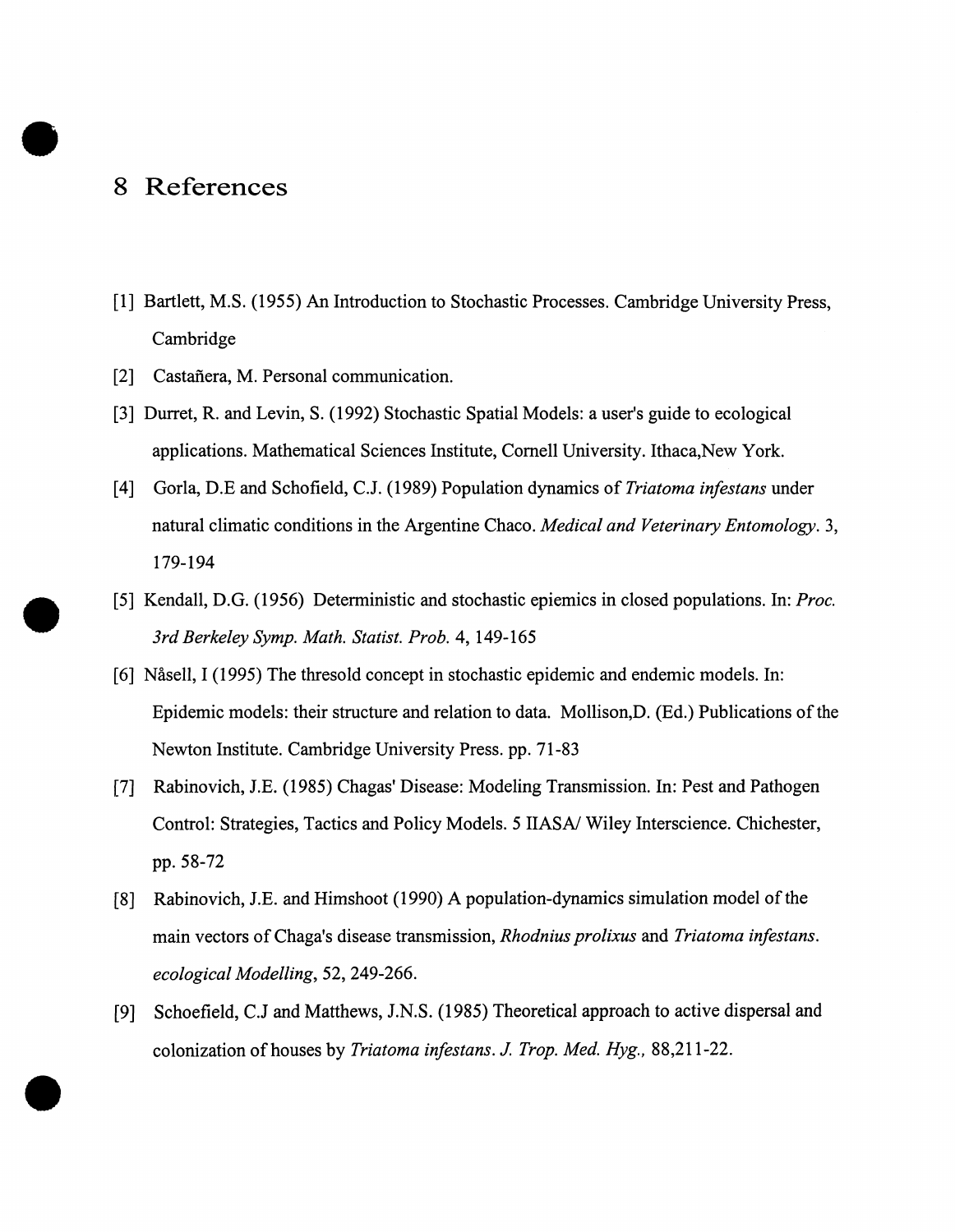# 8 References

[1] Bartlett, M.S. (1955) An Introduction to Stochastic Processes. Cambridge University Press, Cambridge

[2] Castañera, M. Personal communication.

[3] Durret, R. and Levin, S. (1992) Stochastic Spatial Models: a user's guide to ecological applications. Mathematical Sciences Institute, Cornell University. Ithaca,New York.

[4] Gorla, D.E and Schofield, C.J. (1989) Population dynamics of *Triatoma infestans* under natural climatic conditions in the Argentine Chaco. *Medical and Veterinary Entomology*. 3, 179-194

[5] Kendall, D.G. (1956) Deterministic and stochastic epiemics in closed populations. In: *Proc. 3rd Berkeley Symp. Math. Statist. Prob.* 4, 149-165

[6] Nåsell, I (1995) The thresold concept in stochastic epidemic and endemic models. In: Epidemic models: their structure and relation to data. Mollison,D. (Ed.) Publications of the Newton Institute. Cambridge University Press. pp. 71-83

[7] Rabinovich, J.E. (1985) Chagas' Disease: Modeling Transmission. In: Pest and Pathogen Control: Strategies, Tactics and Policy Models. 5 IIASA/ Wiley Interscience. Chichester, pp. 58-72

[8] Rabinovich, J.E. and Himshoot (1990) A population-dynamics simulation model of the main vectors of Chaga's disease transmission, *Rhodnius prolixus* and *Triatoma infestans*. *ecological Modelling*, 52, 249-266.

[9] Schoefield, C.J and Matthews, J.N.S. (1985) Theoretical approach to active dispersal and colonization of houses by *Triatoma infestans*. *J. Trop. Med. Hyg.,* 88,211-22.